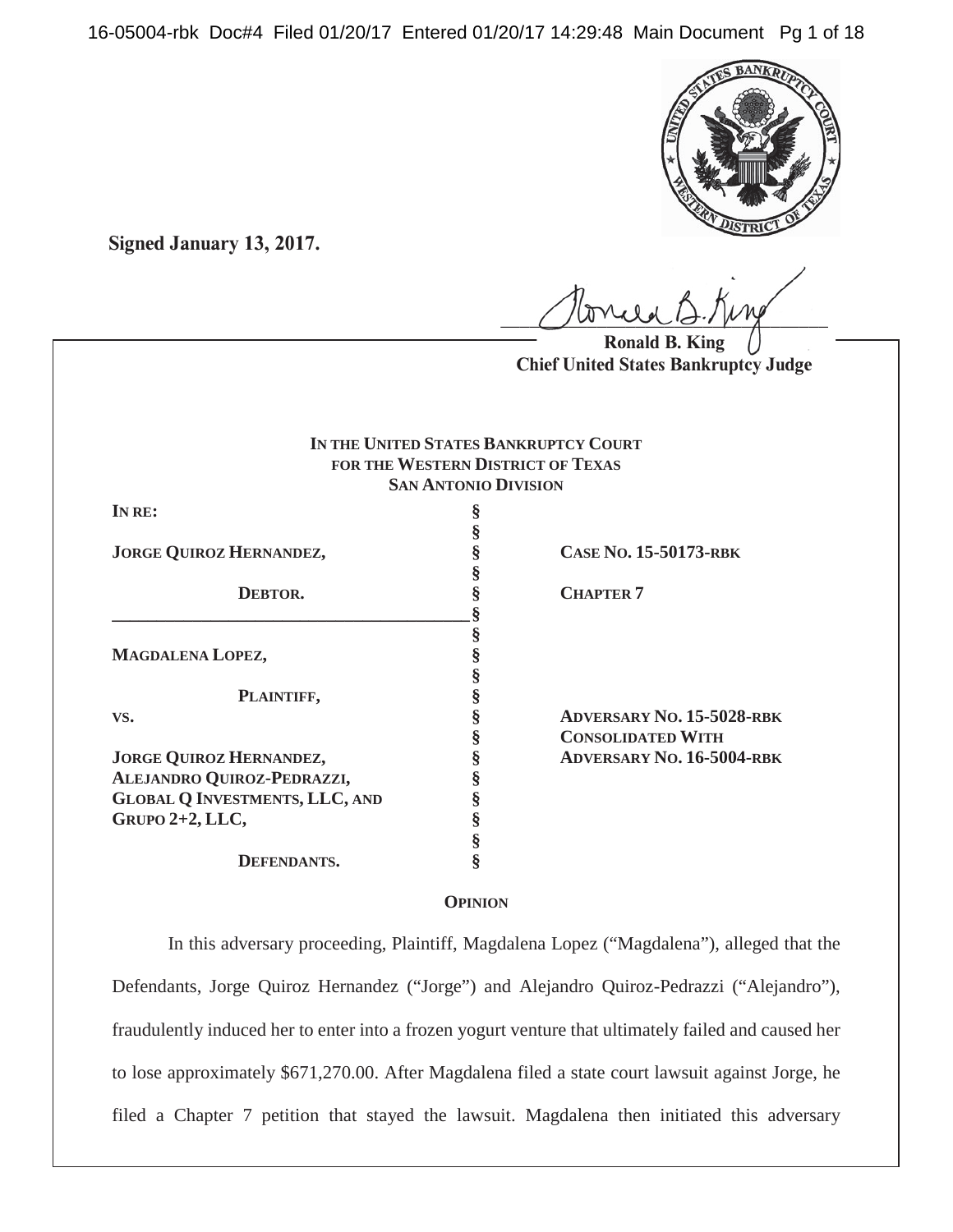**Signed January 13, 2017.**

Ronald B. King
**Chief United States Bankruptcy Judge**

**IN THE UNITED STATES BANKRUPTCY COURT**
**FOR THE WESTERN DISTRICT OF TEXAS**
**SAN ANTONIO DIVISION**

| | | |
|---|---|---|
| **IN RE:** | § | |
| | § | |
| **JORGE QUIROZ HERNANDEZ,** | § | **CASE NO. 15-50173-RBK** |
| | § | |
| **DEBTOR.** | § | **CHAPTER 7** |
| | § | |
| | § | |
| **MAGDALENA LOPEZ,** | § | |
| | § | |
| **PLAINTIFF,** | § | |
| **VS.** | § | **ADVERSARY NO. 15-5028-RBK** |
| | § | **CONSOLIDATED WITH** |
| **JORGE QUIROZ HERNANDEZ,** | § | **ADVERSARY NO. 16-5004-RBK** |
| **ALEJANDRO QUIROZ-PEDRAZZI,** | § | |
| **GLOBAL Q INVESTMENTS, LLC, AND** | § | |
| **GRUPO 2+2, LLC,** | § | |
| | § | |
| **DEFENDANTS.** | § | |

**OPINION**

In this adversary proceeding, Plaintiff, Magdalena Lopez ("Magdalena"), alleged that the Defendants, Jorge Quiroz Hernandez ("Jorge") and Alejandro Quiroz-Pedrazzi ("Alejandro"), fraudulently induced her to enter into a frozen yogurt venture that ultimately failed and caused her to lose approximately $671,270.00. After Magdalena filed a state court lawsuit against Jorge, he filed a Chapter 7 petition that stayed the lawsuit. Magdalena then initiated this adversary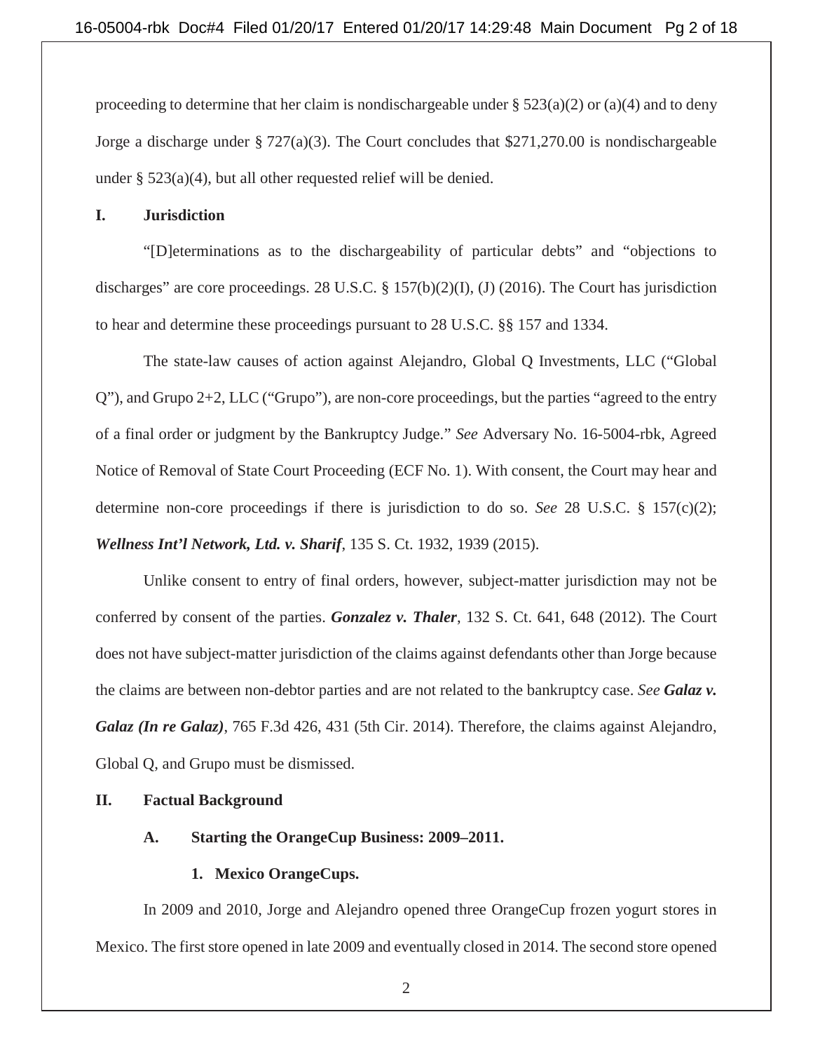proceeding to determine that her claim is nondischargeable under § 523(a)(2) or (a)(4) and to deny Jorge a discharge under § 727(a)(3). The Court concludes that $271,270.00 is nondischargeable under § 523(a)(4), but all other requested relief will be denied.

## I. Jurisdiction

"[D]eterminations as to the dischargeability of particular debts" and "objections to discharges" are core proceedings. 28 U.S.C. § 157(b)(2)(I), (J) (2016). The Court has jurisdiction to hear and determine these proceedings pursuant to 28 U.S.C. §§ 157 and 1334.

The state-law causes of action against Alejandro, Global Q Investments, LLC ("Global Q"), and Grupo 2+2, LLC ("Grupo"), are non-core proceedings, but the parties "agreed to the entry of a final order or judgment by the Bankruptcy Judge." *See* Adversary No. 16-5004-rbk, Agreed Notice of Removal of State Court Proceeding (ECF No. 1). With consent, the Court may hear and determine non-core proceedings if there is jurisdiction to do so. *See* 28 U.S.C. § 157(c)(2); ***Wellness Int'l Network, Ltd. v. Sharif***, 135 S. Ct. 1932, 1939 (2015).

Unlike consent to entry of final orders, however, subject-matter jurisdiction may not be conferred by consent of the parties. ***Gonzalez v. Thaler***, 132 S. Ct. 641, 648 (2012). The Court does not have subject-matter jurisdiction of the claims against defendants other than Jorge because the claims are between non-debtor parties and are not related to the bankruptcy case. *See* ***Galaz v. Galaz (In re Galaz)***, 765 F.3d 426, 431 (5th Cir. 2014). Therefore, the claims against Alejandro, Global Q, and Grupo must be dismissed.

## II. Factual Background

### A. Starting the OrangeCup Business: 2009–2011.

#### 1. Mexico OrangeCups.

In 2009 and 2010, Jorge and Alejandro opened three OrangeCup frozen yogurt stores in Mexico. The first store opened in late 2009 and eventually closed in 2014. The second store opened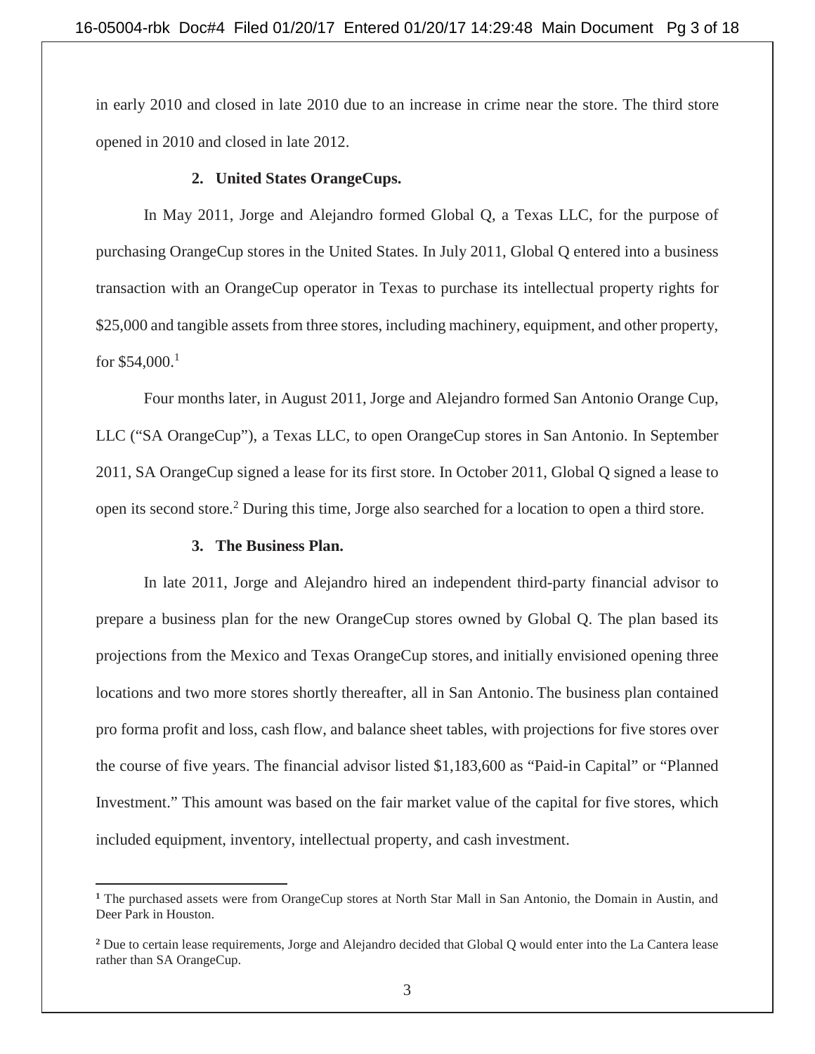in early 2010 and closed in late 2010 due to an increase in crime near the store. The third store opened in 2010 and closed in late 2012.

### 2. United States OrangeCups.

In May 2011, Jorge and Alejandro formed Global Q, a Texas LLC, for the purpose of purchasing OrangeCup stores in the United States. In July 2011, Global Q entered into a business transaction with an OrangeCup operator in Texas to purchase its intellectual property rights for $25,000 and tangible assets from three stores, including machinery, equipment, and other property, for $54,000.[1]

Four months later, in August 2011, Jorge and Alejandro formed San Antonio Orange Cup, LLC ("SA OrangeCup"), a Texas LLC, to open OrangeCup stores in San Antonio. In September 2011, SA OrangeCup signed a lease for its first store. In October 2011, Global Q signed a lease to open its second store.[2] During this time, Jorge also searched for a location to open a third store.

### 3. The Business Plan.

In late 2011, Jorge and Alejandro hired an independent third-party financial advisor to prepare a business plan for the new OrangeCup stores owned by Global Q. The plan based its projections from the Mexico and Texas OrangeCup stores, and initially envisioned opening three locations and two more stores shortly thereafter, all in San Antonio. The business plan contained pro forma profit and loss, cash flow, and balance sheet tables, with projections for five stores over the course of five years. The financial advisor listed $1,183,600 as "Paid-in Capital" or "Planned Investment." This amount was based on the fair market value of the capital for five stores, which included equipment, inventory, intellectual property, and cash investment.

---

[1] The purchased assets were from OrangeCup stores at North Star Mall in San Antonio, the Domain in Austin, and Deer Park in Houston.

[2] Due to certain lease requirements, Jorge and Alejandro decided that Global Q would enter into the La Cantera lease rather than SA OrangeCup.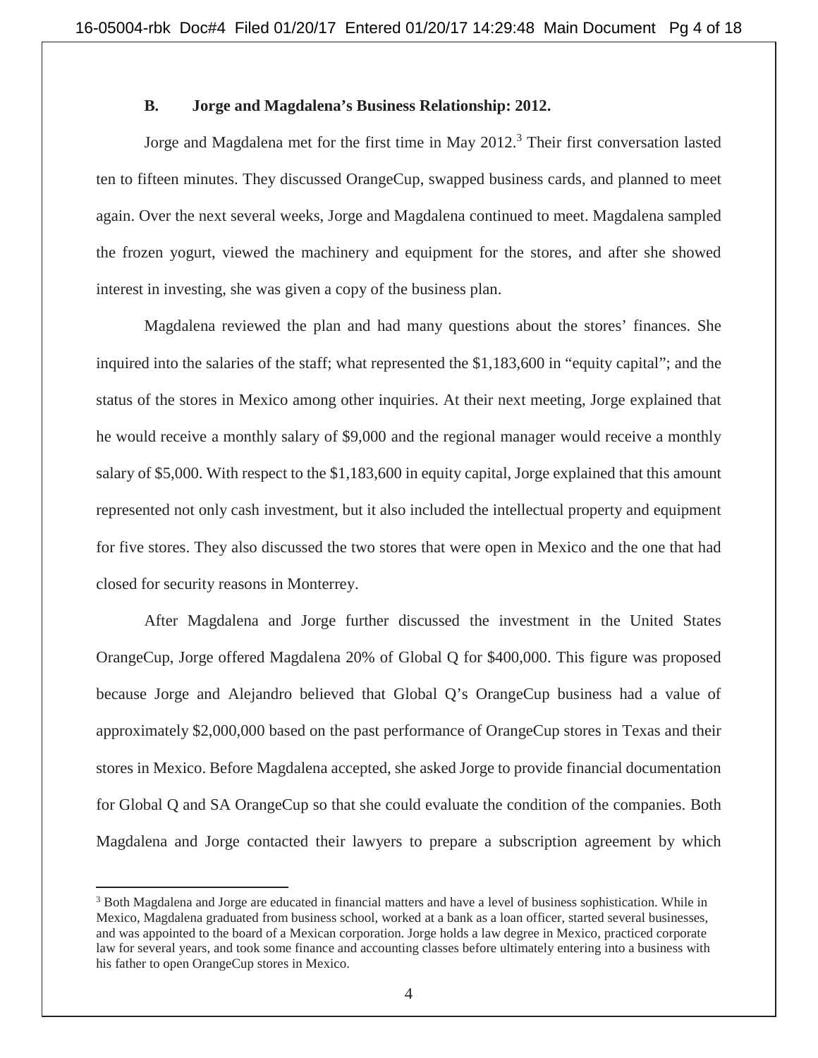### B. Jorge and Magdalena's Business Relationship: 2012.

Jorge and Magdalena met for the first time in May 2012.[3] Their first conversation lasted ten to fifteen minutes. They discussed OrangeCup, swapped business cards, and planned to meet again. Over the next several weeks, Jorge and Magdalena continued to meet. Magdalena sampled the frozen yogurt, viewed the machinery and equipment for the stores, and after she showed interest in investing, she was given a copy of the business plan.

Magdalena reviewed the plan and had many questions about the stores' finances. She inquired into the salaries of the staff; what represented the $1,183,600 in "equity capital"; and the status of the stores in Mexico among other inquiries. At their next meeting, Jorge explained that he would receive a monthly salary of $9,000 and the regional manager would receive a monthly salary of $5,000. With respect to the $1,183,600 in equity capital, Jorge explained that this amount represented not only cash investment, but it also included the intellectual property and equipment for five stores. They also discussed the two stores that were open in Mexico and the one that had closed for security reasons in Monterrey.

After Magdalena and Jorge further discussed the investment in the United States OrangeCup, Jorge offered Magdalena 20% of Global Q for $400,000. This figure was proposed because Jorge and Alejandro believed that Global Q's OrangeCup business had a value of approximately $2,000,000 based on the past performance of OrangeCup stores in Texas and their stores in Mexico. Before Magdalena accepted, she asked Jorge to provide financial documentation for Global Q and SA OrangeCup so that she could evaluate the condition of the companies. Both Magdalena and Jorge contacted their lawyers to prepare a subscription agreement by which

[3] Both Magdalena and Jorge are educated in financial matters and have a level of business sophistication. While in Mexico, Magdalena graduated from business school, worked at a bank as a loan officer, started several businesses, and was appointed to the board of a Mexican corporation. Jorge holds a law degree in Mexico, practiced corporate law for several years, and took some finance and accounting classes before ultimately entering into a business with his father to open OrangeCup stores in Mexico.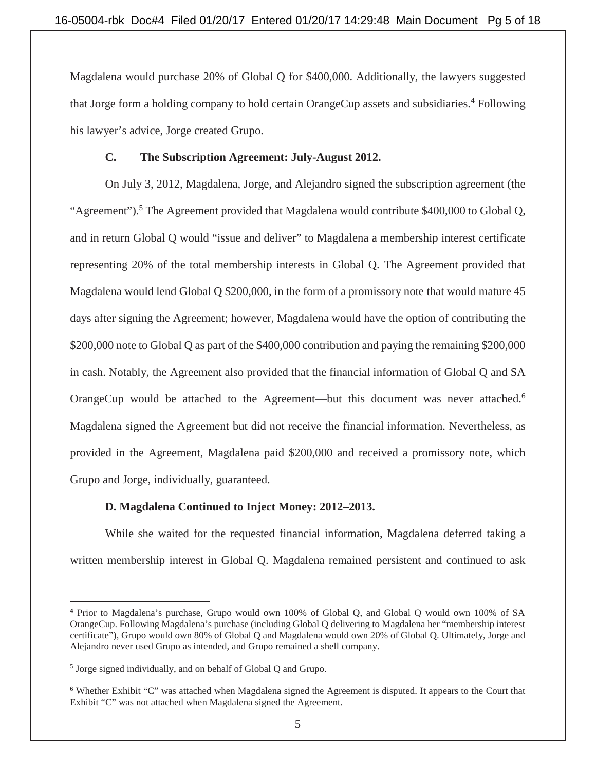Magdalena would purchase 20% of Global Q for $400,000. Additionally, the lawyers suggested that Jorge form a holding company to hold certain OrangeCup assets and subsidiaries.[4] Following his lawyer's advice, Jorge created Grupo.

### C. The Subscription Agreement: July-August 2012.

On July 3, 2012, Magdalena, Jorge, and Alejandro signed the subscription agreement (the "Agreement").[5] The Agreement provided that Magdalena would contribute $400,000 to Global Q, and in return Global Q would "issue and deliver" to Magdalena a membership interest certificate representing 20% of the total membership interests in Global Q. The Agreement provided that Magdalena would lend Global Q $200,000, in the form of a promissory note that would mature 45 days after signing the Agreement; however, Magdalena would have the option of contributing the $200,000 note to Global Q as part of the $400,000 contribution and paying the remaining $200,000 in cash. Notably, the Agreement also provided that the financial information of Global Q and SA OrangeCup would be attached to the Agreement—but this document was never attached.[6] Magdalena signed the Agreement but did not receive the financial information. Nevertheless, as provided in the Agreement, Magdalena paid $200,000 and received a promissory note, which Grupo and Jorge, individually, guaranteed.

### D. Magdalena Continued to Inject Money: 2012–2013.

While she waited for the requested financial information, Magdalena deferred taking a written membership interest in Global Q. Magdalena remained persistent and continued to ask

---

[4] Prior to Magdalena's purchase, Grupo would own 100% of Global Q, and Global Q would own 100% of SA OrangeCup. Following Magdalena's purchase (including Global Q delivering to Magdalena her "membership interest certificate"), Grupo would own 80% of Global Q and Magdalena would own 20% of Global Q. Ultimately, Jorge and Alejandro never used Grupo as intended, and Grupo remained a shell company.

[5] Jorge signed individually, and on behalf of Global Q and Grupo.

[6] Whether Exhibit "C" was attached when Magdalena signed the Agreement is disputed. It appears to the Court that Exhibit "C" was not attached when Magdalena signed the Agreement.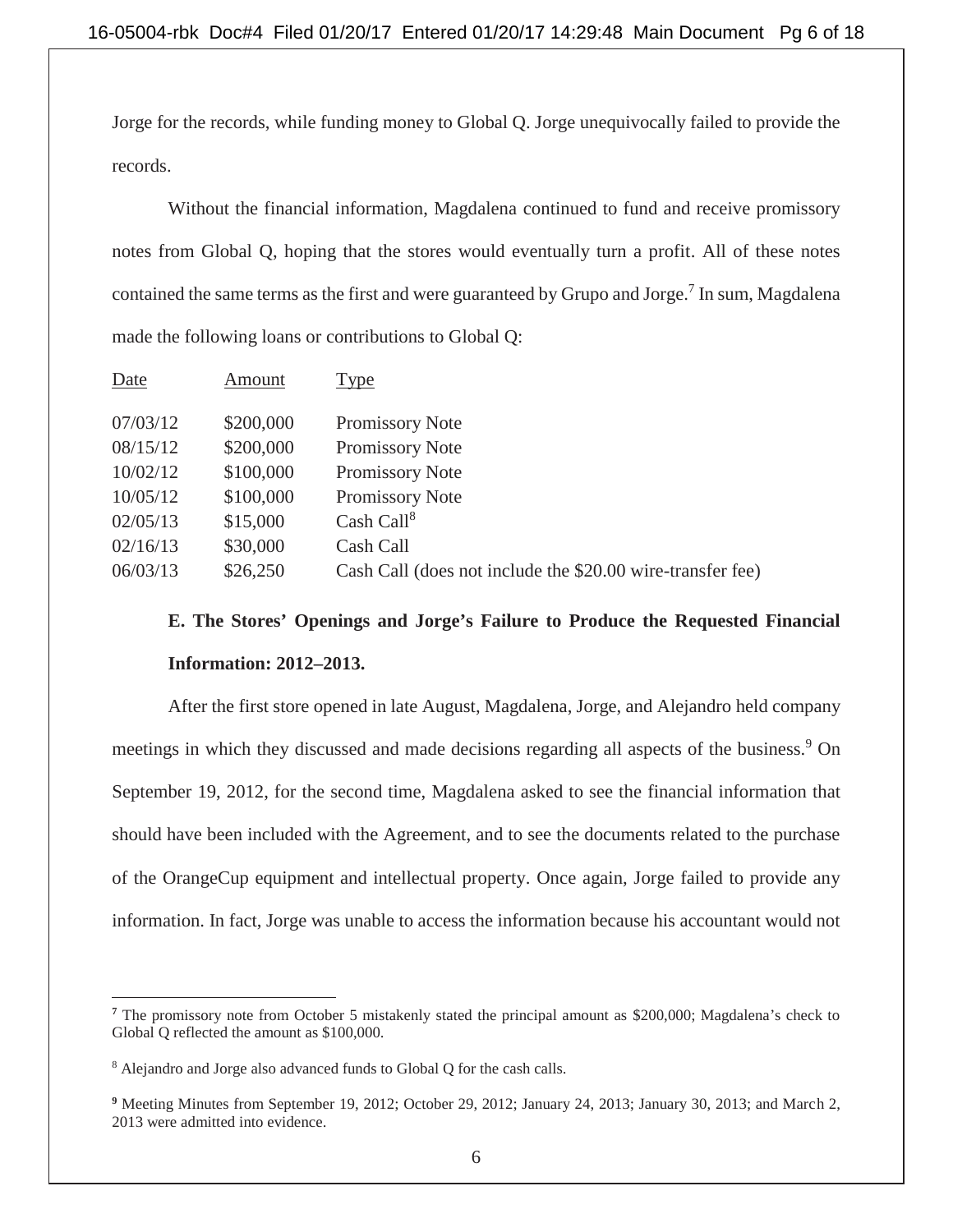Jorge for the records, while funding money to Global Q. Jorge unequivocally failed to provide the records.

Without the financial information, Magdalena continued to fund and receive promissory notes from Global Q, hoping that the stores would eventually turn a profit. All of these notes contained the same terms as the first and were guaranteed by Grupo and Jorge.[7] In sum, Magdalena made the following loans or contributions to Global Q:

| Date | Amount | Type |
|---|---|---|
| 07/03/12 | $200,000 | Promissory Note |
| 08/15/12 | $200,000 | Promissory Note |
| 10/02/12 | $100,000 | Promissory Note |
| 10/05/12 | $100,000 | Promissory Note |
| 02/05/13 | $15,000 | Cash Call[8] |
| 02/16/13 | $30,000 | Cash Call |
| 06/03/13 | $26,250 | Cash Call (does not include the $20.00 wire-transfer fee) |

**E. The Stores' Openings and Jorge's Failure to Produce the Requested Financial Information: 2012–2013.**

After the first store opened in late August, Magdalena, Jorge, and Alejandro held company meetings in which they discussed and made decisions regarding all aspects of the business.[9] On September 19, 2012, for the second time, Magdalena asked to see the financial information that should have been included with the Agreement, and to see the documents related to the purchase of the OrangeCup equipment and intellectual property. Once again, Jorge failed to provide any information. In fact, Jorge was unable to access the information because his accountant would not

---

[7] The promissory note from October 5 mistakenly stated the principal amount as $200,000; Magdalena's check to Global Q reflected the amount as $100,000.

[8] Alejandro and Jorge also advanced funds to Global Q for the cash calls.

[9] Meeting Minutes from September 19, 2012; October 29, 2012; January 24, 2013; January 30, 2013; and March 2, 2013 were admitted into evidence.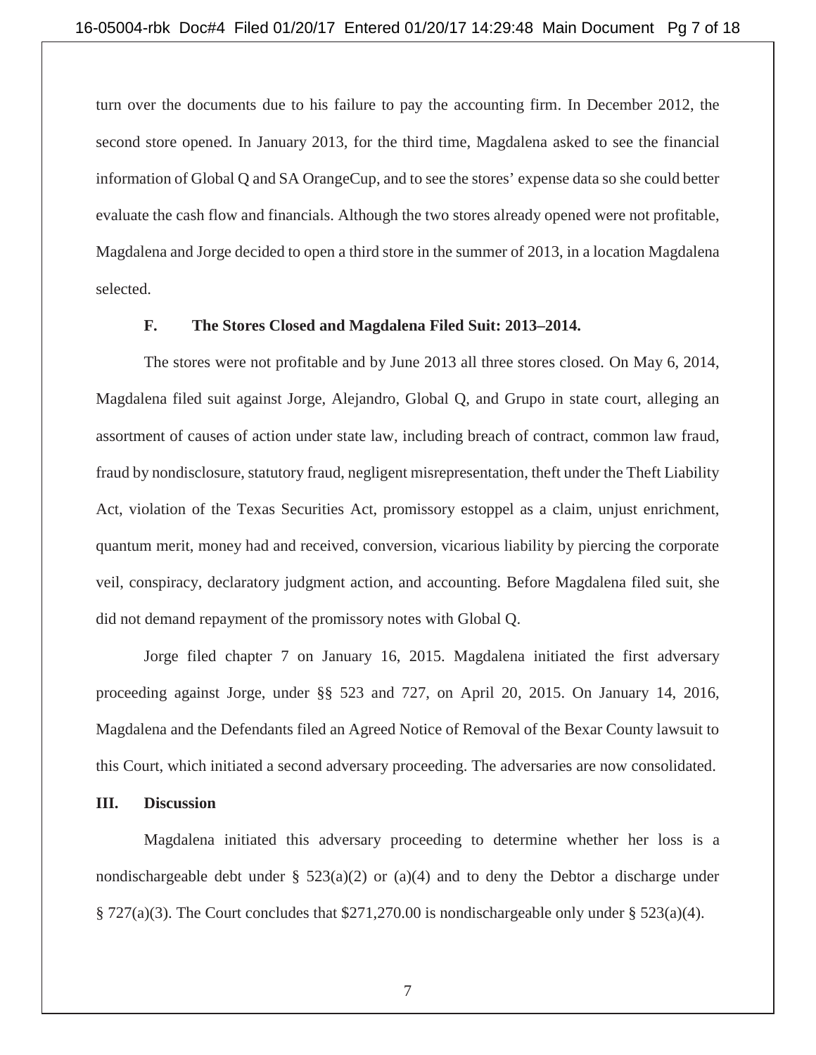turn over the documents due to his failure to pay the accounting firm. In December 2012, the second store opened. In January 2013, for the third time, Magdalena asked to see the financial information of Global Q and SA OrangeCup, and to see the stores' expense data so she could better evaluate the cash flow and financials. Although the two stores already opened were not profitable, Magdalena and Jorge decided to open a third store in the summer of 2013, in a location Magdalena selected.

### F. The Stores Closed and Magdalena Filed Suit: 2013–2014.

The stores were not profitable and by June 2013 all three stores closed. On May 6, 2014, Magdalena filed suit against Jorge, Alejandro, Global Q, and Grupo in state court, alleging an assortment of causes of action under state law, including breach of contract, common law fraud, fraud by nondisclosure, statutory fraud, negligent misrepresentation, theft under the Theft Liability Act, violation of the Texas Securities Act, promissory estoppel as a claim, unjust enrichment, quantum merit, money had and received, conversion, vicarious liability by piercing the corporate veil, conspiracy, declaratory judgment action, and accounting. Before Magdalena filed suit, she did not demand repayment of the promissory notes with Global Q.

Jorge filed chapter 7 on January 16, 2015. Magdalena initiated the first adversary proceeding against Jorge, under §§ 523 and 727, on April 20, 2015. On January 14, 2016, Magdalena and the Defendants filed an Agreed Notice of Removal of the Bexar County lawsuit to this Court, which initiated a second adversary proceeding. The adversaries are now consolidated.

## III. Discussion

Magdalena initiated this adversary proceeding to determine whether her loss is a nondischargeable debt under § 523(a)(2) or (a)(4) and to deny the Debtor a discharge under § 727(a)(3). The Court concludes that $271,270.00 is nondischargeable only under § 523(a)(4).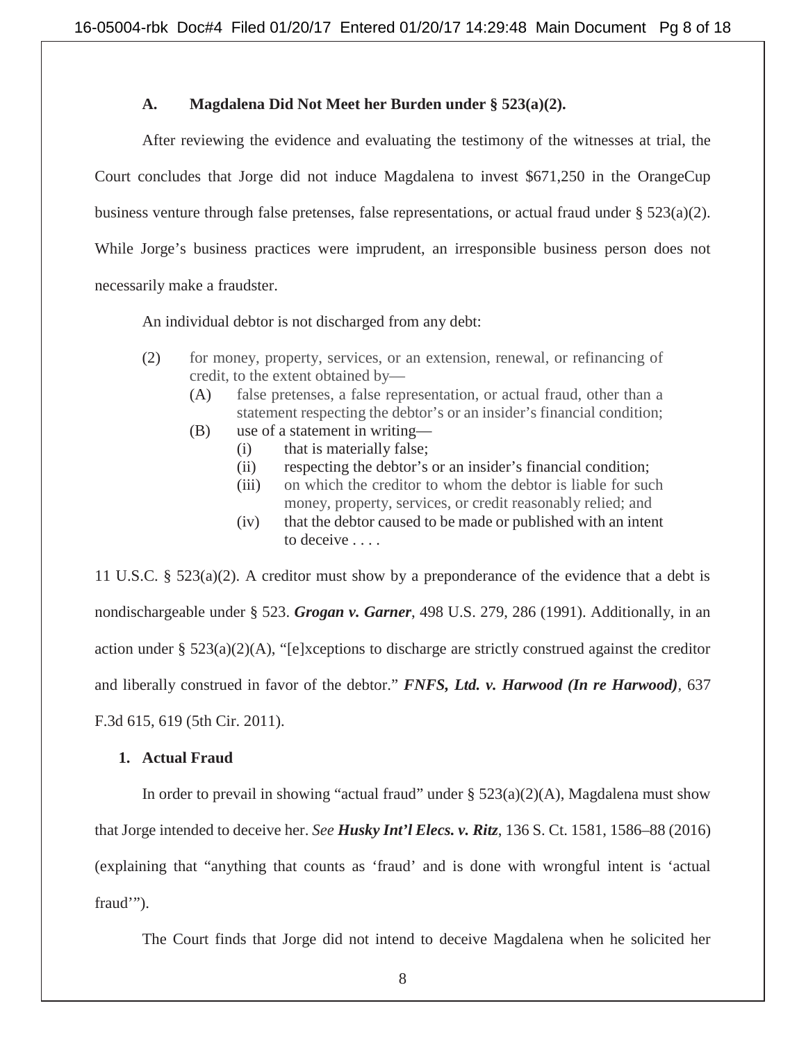### A. Magdalena Did Not Meet her Burden under § 523(a)(2).

After reviewing the evidence and evaluating the testimony of the witnesses at trial, the Court concludes that Jorge did not induce Magdalena to invest $671,250 in the OrangeCup business venture through false pretenses, false representations, or actual fraud under § 523(a)(2). While Jorge's business practices were imprudent, an irresponsible business person does not necessarily make a fraudster.

An individual debtor is not discharged from any debt:

> (2) for money, property, services, or an extension, renewal, or refinancing of credit, to the extent obtained by—
>
> (A) false pretenses, a false representation, or actual fraud, other than a statement respecting the debtor's or an insider's financial condition;
>
> (B) use of a statement in writing—
>
> (i) that is materially false;
>
> (ii) respecting the debtor's or an insider's financial condition;
>
> (iii) on which the creditor to whom the debtor is liable for such money, property, services, or credit reasonably relied; and
>
> (iv) that the debtor caused to be made or published with an intent to deceive . . . .

11 U.S.C. § 523(a)(2). A creditor must show by a preponderance of the evidence that a debt is nondischargeable under § 523. ***Grogan v. Garner***, 498 U.S. 279, 286 (1991). Additionally, in an action under § 523(a)(2)(A), "[e]xceptions to discharge are strictly construed against the creditor and liberally construed in favor of the debtor." ***FNFS, Ltd. v. Harwood (In re Harwood)***, 637 F.3d 615, 619 (5th Cir. 2011).

#### 1. Actual Fraud

In order to prevail in showing "actual fraud" under § 523(a)(2)(A), Magdalena must show that Jorge intended to deceive her. *See* ***Husky Int'l Elecs. v. Ritz***, 136 S. Ct. 1581, 1586–88 (2016) (explaining that "anything that counts as 'fraud' and is done with wrongful intent is 'actual fraud'").

The Court finds that Jorge did not intend to deceive Magdalena when he solicited her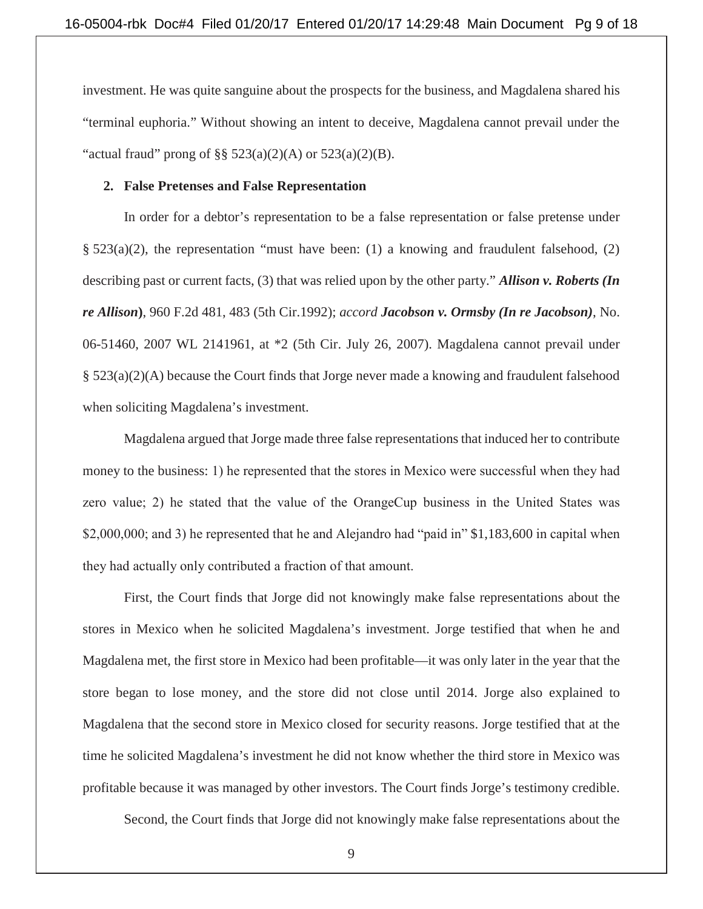investment. He was quite sanguine about the prospects for the business, and Magdalena shared his "terminal euphoria." Without showing an intent to deceive, Magdalena cannot prevail under the "actual fraud" prong of §§ 523(a)(2)(A) or 523(a)(2)(B).

**2. False Pretenses and False Representation**

In order for a debtor's representation to be a false representation or false pretense under § 523(a)(2), the representation "must have been: (1) a knowing and fraudulent falsehood, (2) describing past or current facts, (3) that was relied upon by the other party." ***Allison v. Roberts (In re Allison)***, 960 F.2d 481, 483 (5th Cir.1992); *accord* ***Jacobson v. Ormsby (In re Jacobson)***, No. 06-51460, 2007 WL 2141961, at *2 (5th Cir. July 26, 2007). Magdalena cannot prevail under § 523(a)(2)(A) because the Court finds that Jorge never made a knowing and fraudulent falsehood when soliciting Magdalena's investment.

Magdalena argued that Jorge made three false representations that induced her to contribute money to the business: 1) he represented that the stores in Mexico were successful when they had zero value; 2) he stated that the value of the OrangeCup business in the United States was $2,000,000; and 3) he represented that he and Alejandro had "paid in" $1,183,600 in capital when they had actually only contributed a fraction of that amount.

First, the Court finds that Jorge did not knowingly make false representations about the stores in Mexico when he solicited Magdalena's investment. Jorge testified that when he and Magdalena met, the first store in Mexico had been profitable—it was only later in the year that the store began to lose money, and the store did not close until 2014. Jorge also explained to Magdalena that the second store in Mexico closed for security reasons. Jorge testified that at the time he solicited Magdalena's investment he did not know whether the third store in Mexico was profitable because it was managed by other investors. The Court finds Jorge's testimony credible.

Second, the Court finds that Jorge did not knowingly make false representations about the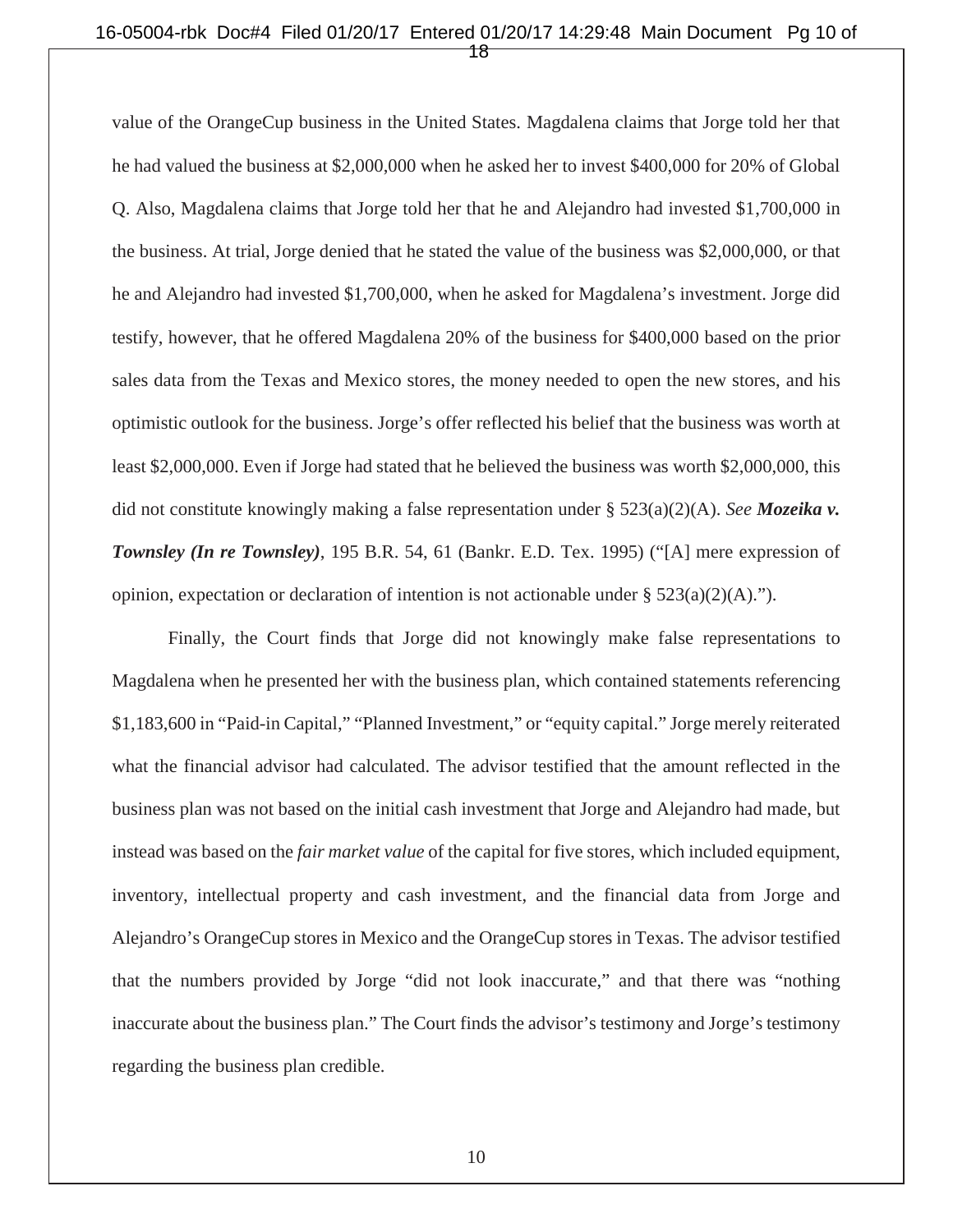value of the OrangeCup business in the United States. Magdalena claims that Jorge told her that he had valued the business at $2,000,000 when he asked her to invest $400,000 for 20% of Global Q. Also, Magdalena claims that Jorge told her that he and Alejandro had invested $1,700,000 in the business. At trial, Jorge denied that he stated the value of the business was $2,000,000, or that he and Alejandro had invested $1,700,000, when he asked for Magdalena's investment. Jorge did testify, however, that he offered Magdalena 20% of the business for $400,000 based on the prior sales data from the Texas and Mexico stores, the money needed to open the new stores, and his optimistic outlook for the business. Jorge's offer reflected his belief that the business was worth at least $2,000,000. Even if Jorge had stated that he believed the business was worth $2,000,000, this did not constitute knowingly making a false representation under § 523(a)(2)(A). *See **Mozeika v. Townsley (In re Townsley)***, 195 B.R. 54, 61 (Bankr. E.D. Tex. 1995) ("[A] mere expression of opinion, expectation or declaration of intention is not actionable under § 523(a)(2)(A).").

Finally, the Court finds that Jorge did not knowingly make false representations to Magdalena when he presented her with the business plan, which contained statements referencing $1,183,600 in "Paid-in Capital," "Planned Investment," or "equity capital." Jorge merely reiterated what the financial advisor had calculated. The advisor testified that the amount reflected in the business plan was not based on the initial cash investment that Jorge and Alejandro had made, but instead was based on the *fair market value* of the capital for five stores, which included equipment, inventory, intellectual property and cash investment, and the financial data from Jorge and Alejandro's OrangeCup stores in Mexico and the OrangeCup stores in Texas. The advisor testified that the numbers provided by Jorge "did not look inaccurate," and that there was "nothing inaccurate about the business plan." The Court finds the advisor's testimony and Jorge's testimony regarding the business plan credible.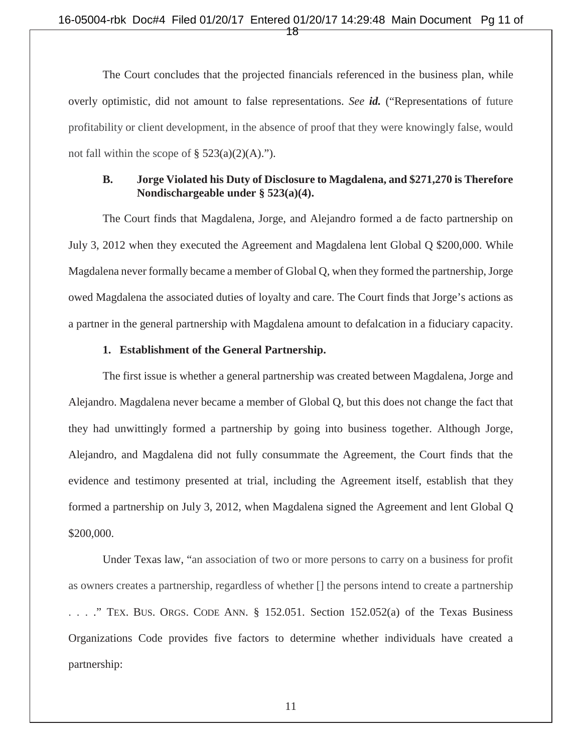The Court concludes that the projected financials referenced in the business plan, while overly optimistic, did not amount to false representations. *See **id.*** ("Representations of future profitability or client development, in the absence of proof that they were knowingly false, would not fall within the scope of § 523(a)(2)(A).").

### B. Jorge Violated his Duty of Disclosure to Magdalena, and $271,270 is Therefore Nondischargeable under § 523(a)(4).

The Court finds that Magdalena, Jorge, and Alejandro formed a de facto partnership on July 3, 2012 when they executed the Agreement and Magdalena lent Global Q $200,000. While Magdalena never formally became a member of Global Q, when they formed the partnership, Jorge owed Magdalena the associated duties of loyalty and care. The Court finds that Jorge's actions as a partner in the general partnership with Magdalena amount to defalcation in a fiduciary capacity.

#### 1. Establishment of the General Partnership.

The first issue is whether a general partnership was created between Magdalena, Jorge and Alejandro. Magdalena never became a member of Global Q, but this does not change the fact that they had unwittingly formed a partnership by going into business together. Although Jorge, Alejandro, and Magdalena did not fully consummate the Agreement, the Court finds that the evidence and testimony presented at trial, including the Agreement itself, establish that they formed a partnership on July 3, 2012, when Magdalena signed the Agreement and lent Global Q $200,000.

Under Texas law, "an association of two or more persons to carry on a business for profit as owners creates a partnership, regardless of whether [] the persons intend to create a partnership . . . ." TEX. BUS. ORGS. CODE ANN. § 152.051. Section 152.052(a) of the Texas Business Organizations Code provides five factors to determine whether individuals have created a partnership: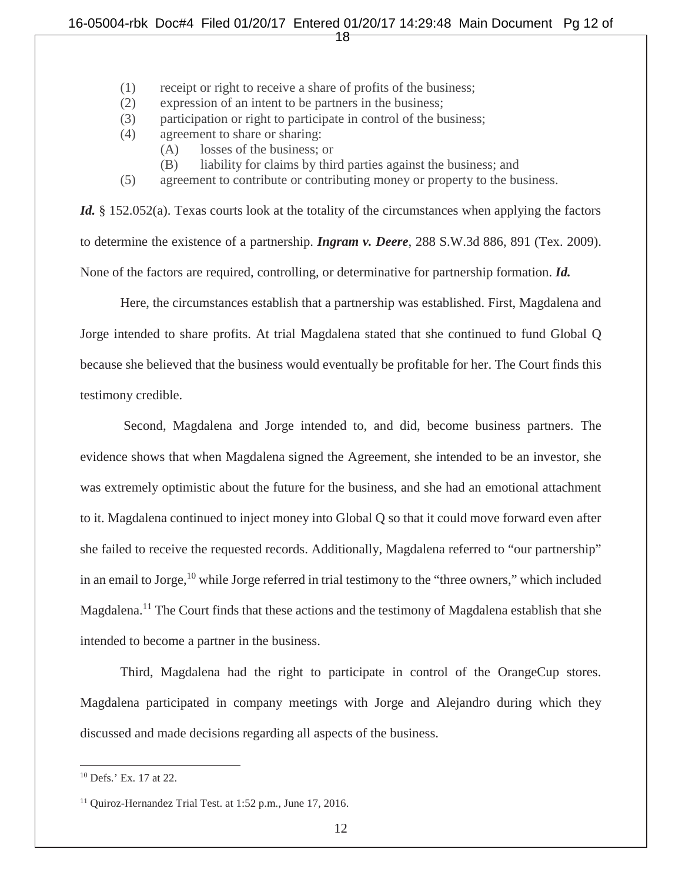(1) receipt or right to receive a share of profits of the business;
(2) expression of an intent to be partners in the business;
(3) participation or right to participate in control of the business;
(4) agreement to share or sharing:
   (A) losses of the business; or
   (B) liability for claims by third parties against the business; and
(5) agreement to contribute or contributing money or property to the business.

***Id.*** § 152.052(a). Texas courts look at the totality of the circumstances when applying the factors to determine the existence of a partnership. ***Ingram v. Deere***, 288 S.W.3d 886, 891 (Tex. 2009). None of the factors are required, controlling, or determinative for partnership formation. ***Id.***

Here, the circumstances establish that a partnership was established. First, Magdalena and Jorge intended to share profits. At trial Magdalena stated that she continued to fund Global Q because she believed that the business would eventually be profitable for her. The Court finds this testimony credible.

Second, Magdalena and Jorge intended to, and did, become business partners. The evidence shows that when Magdalena signed the Agreement, she intended to be an investor, she was extremely optimistic about the future for the business, and she had an emotional attachment to it. Magdalena continued to inject money into Global Q so that it could move forward even after she failed to receive the requested records. Additionally, Magdalena referred to "our partnership" in an email to Jorge,[10] while Jorge referred in trial testimony to the "three owners," which included Magdalena.[11] The Court finds that these actions and the testimony of Magdalena establish that she intended to become a partner in the business.

Third, Magdalena had the right to participate in control of the OrangeCup stores. Magdalena participated in company meetings with Jorge and Alejandro during which they discussed and made decisions regarding all aspects of the business.

---

[10] Defs.' Ex. 17 at 22.

[11] Quiroz-Hernandez Trial Test. at 1:52 p.m., June 17, 2016.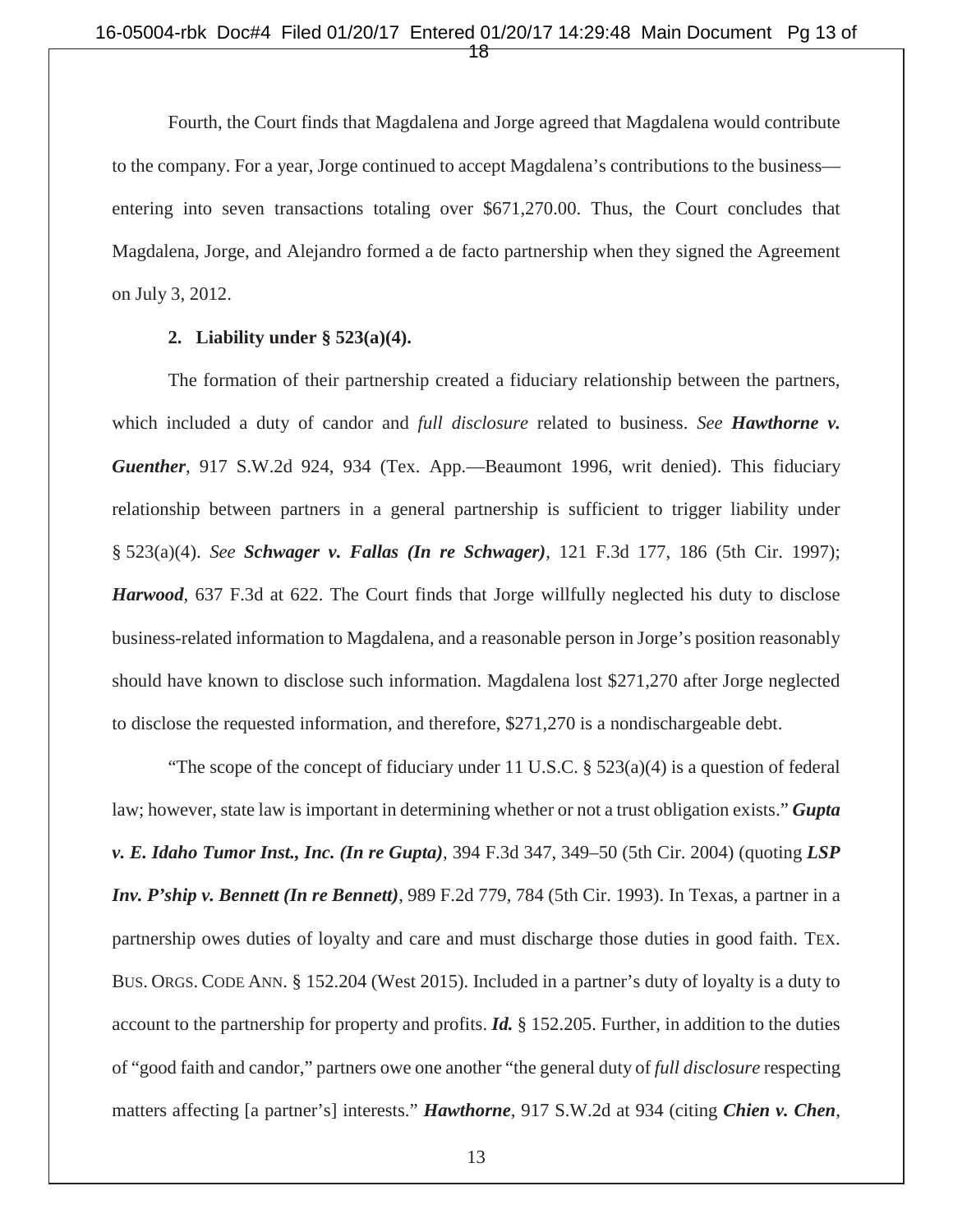Fourth, the Court finds that Magdalena and Jorge agreed that Magdalena would contribute to the company. For a year, Jorge continued to accept Magdalena's contributions to the business—entering into seven transactions totaling over $671,270.00. Thus, the Court concludes that Magdalena, Jorge, and Alejandro formed a de facto partnership when they signed the Agreement on July 3, 2012.

**2. Liability under § 523(a)(4).**

The formation of their partnership created a fiduciary relationship between the partners, which included a duty of candor and *full disclosure* related to business. *See* ***Hawthorne v. Guenther***, 917 S.W.2d 924, 934 (Tex. App.—Beaumont 1996, writ denied). This fiduciary relationship between partners in a general partnership is sufficient to trigger liability under § 523(a)(4). *See* ***Schwager v. Fallas (In re Schwager)***, 121 F.3d 177, 186 (5th Cir. 1997); ***Harwood***, 637 F.3d at 622. The Court finds that Jorge willfully neglected his duty to disclose business-related information to Magdalena, and a reasonable person in Jorge's position reasonably should have known to disclose such information. Magdalena lost $271,270 after Jorge neglected to disclose the requested information, and therefore, $271,270 is a nondischargeable debt.

"The scope of the concept of fiduciary under 11 U.S.C. § 523(a)(4) is a question of federal law; however, state law is important in determining whether or not a trust obligation exists." ***Gupta v. E. Idaho Tumor Inst., Inc. (In re Gupta)***, 394 F.3d 347, 349–50 (5th Cir. 2004) (quoting ***LSP Inv. P'ship v. Bennett (In re Bennett)***, 989 F.2d 779, 784 (5th Cir. 1993). In Texas, a partner in a partnership owes duties of loyalty and care and must discharge those duties in good faith. TEX. BUS. ORGS. CODE ANN. § 152.204 (West 2015). Included in a partner's duty of loyalty is a duty to account to the partnership for property and profits. ***Id.*** § 152.205. Further, in addition to the duties of "good faith and candor," partners owe one another "the general duty of *full disclosure* respecting matters affecting [a partner's] interests." ***Hawthorne***, 917 S.W.2d at 934 (citing ***Chien v. Chen***,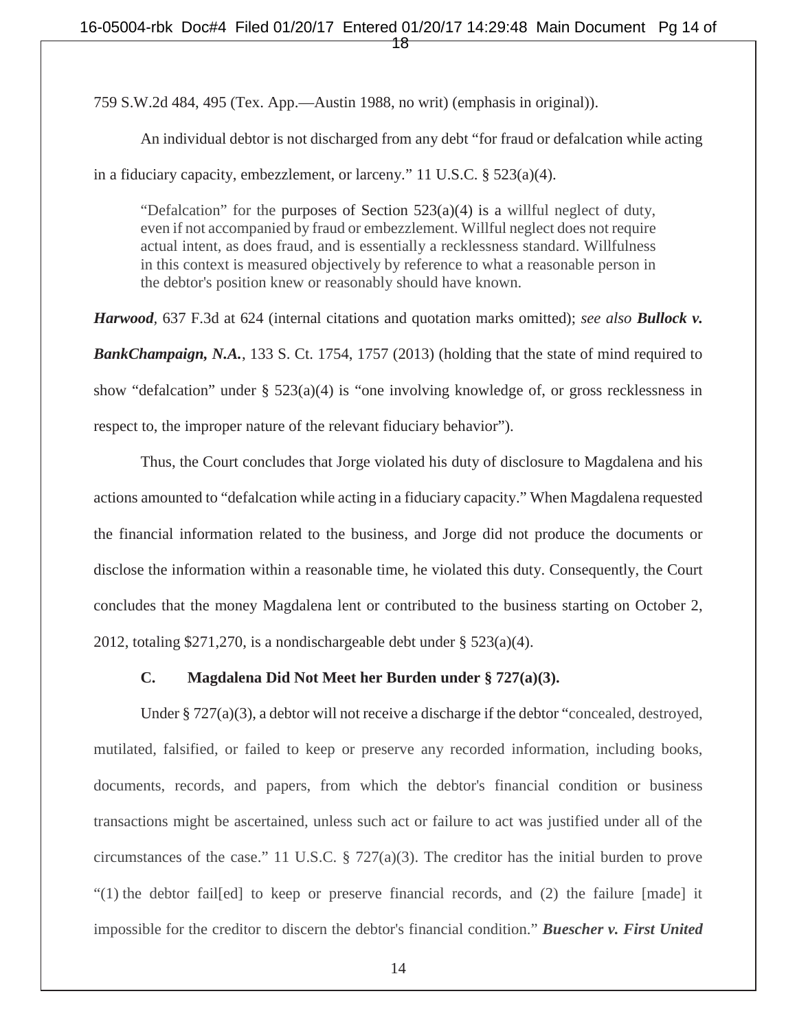759 S.W.2d 484, 495 (Tex. App.—Austin 1988, no writ) (emphasis in original)).

An individual debtor is not discharged from any debt "for fraud or defalcation while acting in a fiduciary capacity, embezzlement, or larceny." 11 U.S.C. § 523(a)(4).

> "Defalcation" for the purposes of Section 523(a)(4) is a willful neglect of duty, even if not accompanied by fraud or embezzlement. Willful neglect does not require actual intent, as does fraud, and is essentially a recklessness standard. Willfulness in this context is measured objectively by reference to what a reasonable person in the debtor's position knew or reasonably should have known.

***Harwood***, 637 F.3d at 624 (internal citations and quotation marks omitted); *see also* ***Bullock v. BankChampaign, N.A.***, 133 S. Ct. 1754, 1757 (2013) (holding that the state of mind required to show "defalcation" under § 523(a)(4) is "one involving knowledge of, or gross recklessness in respect to, the improper nature of the relevant fiduciary behavior").

Thus, the Court concludes that Jorge violated his duty of disclosure to Magdalena and his actions amounted to "defalcation while acting in a fiduciary capacity." When Magdalena requested the financial information related to the business, and Jorge did not produce the documents or disclose the information within a reasonable time, he violated this duty. Consequently, the Court concludes that the money Magdalena lent or contributed to the business starting on October 2, 2012, totaling $271,270, is a nondischargeable debt under § 523(a)(4).

### C. Magdalena Did Not Meet her Burden under § 727(a)(3).

Under § 727(a)(3), a debtor will not receive a discharge if the debtor "concealed, destroyed, mutilated, falsified, or failed to keep or preserve any recorded information, including books, documents, records, and papers, from which the debtor's financial condition or business transactions might be ascertained, unless such act or failure to act was justified under all of the circumstances of the case." 11 U.S.C. § 727(a)(3). The creditor has the initial burden to prove "(1) the debtor fail[ed] to keep or preserve financial records, and (2) the failure [made] it impossible for the creditor to discern the debtor's financial condition." ***Buescher v. First United***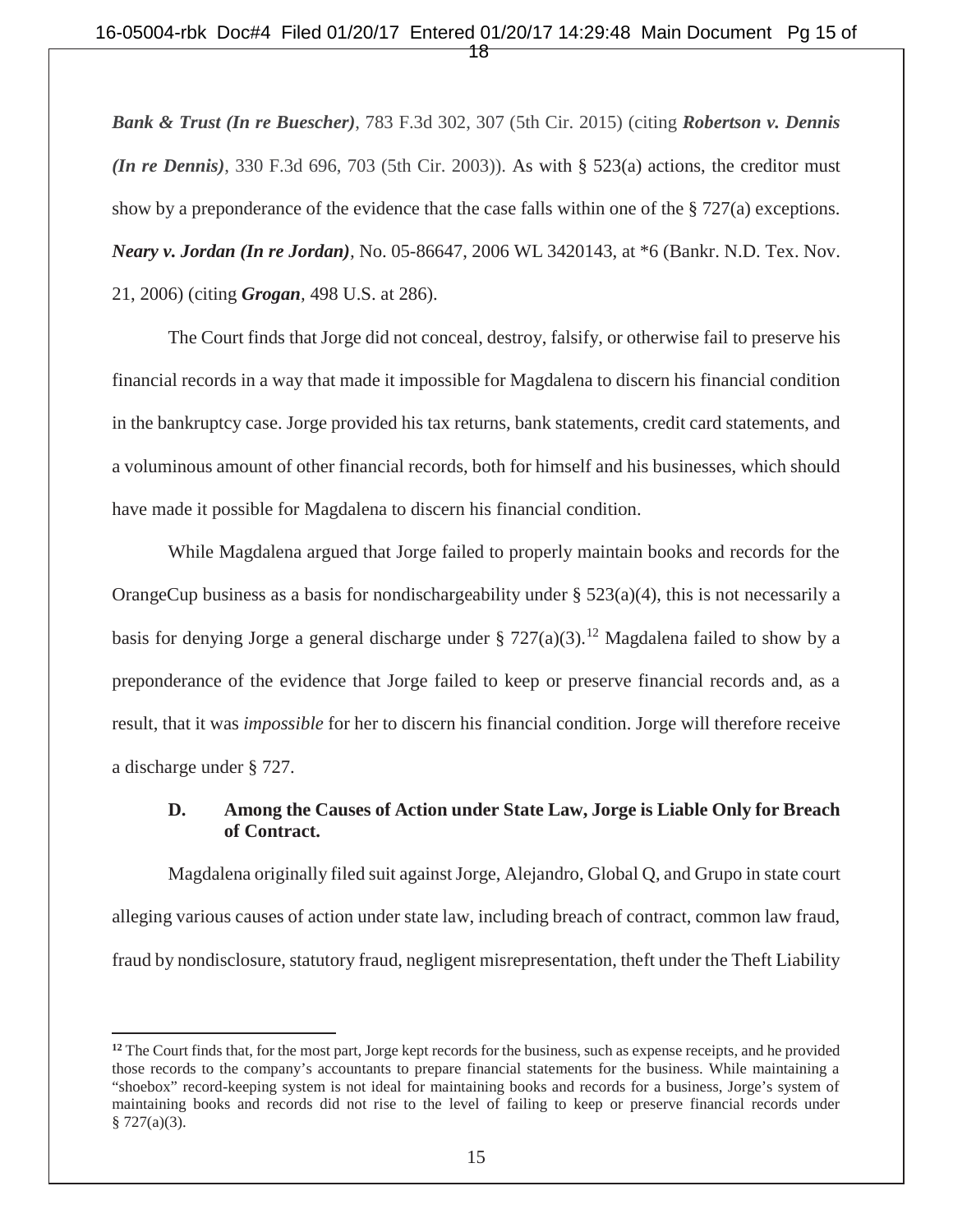***Bank & Trust (In re Buescher)***, 783 F.3d 302, 307 (5th Cir. 2015) (citing ***Robertson v. Dennis (In re Dennis)***, 330 F.3d 696, 703 (5th Cir. 2003)). As with § 523(a) actions, the creditor must show by a preponderance of the evidence that the case falls within one of the § 727(a) exceptions. ***Neary v. Jordan (In re Jordan)***, No. 05-86647, 2006 WL 3420143, at *6 (Bankr. N.D. Tex. Nov. 21, 2006) (citing ***Grogan***, 498 U.S. at 286).

The Court finds that Jorge did not conceal, destroy, falsify, or otherwise fail to preserve his financial records in a way that made it impossible for Magdalena to discern his financial condition in the bankruptcy case. Jorge provided his tax returns, bank statements, credit card statements, and a voluminous amount of other financial records, both for himself and his businesses, which should have made it possible for Magdalena to discern his financial condition.

While Magdalena argued that Jorge failed to properly maintain books and records for the OrangeCup business as a basis for nondischargeability under § 523(a)(4), this is not necessarily a basis for denying Jorge a general discharge under § 727(a)(3).[12] Magdalena failed to show by a preponderance of the evidence that Jorge failed to keep or preserve financial records and, as a result, that it was *impossible* for her to discern his financial condition. Jorge will therefore receive a discharge under § 727.

### D. Among the Causes of Action under State Law, Jorge is Liable Only for Breach of Contract.

Magdalena originally filed suit against Jorge, Alejandro, Global Q, and Grupo in state court alleging various causes of action under state law, including breach of contract, common law fraud, fraud by nondisclosure, statutory fraud, negligent misrepresentation, theft under the Theft Liability

---

[12] The Court finds that, for the most part, Jorge kept records for the business, such as expense receipts, and he provided those records to the company's accountants to prepare financial statements for the business. While maintaining a "shoebox" record-keeping system is not ideal for maintaining books and records for a business, Jorge's system of maintaining books and records did not rise to the level of failing to keep or preserve financial records under § 727(a)(3).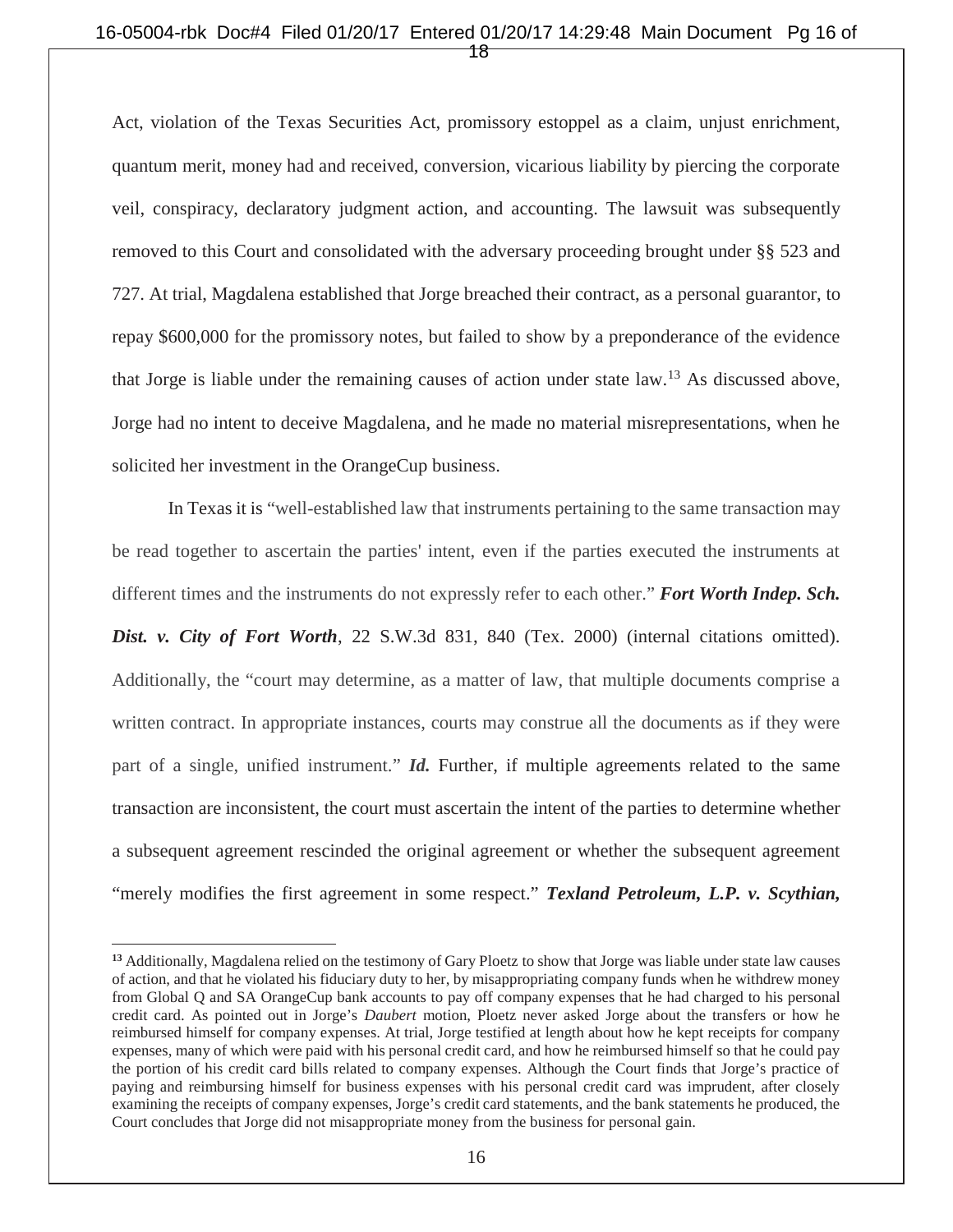Act, violation of the Texas Securities Act, promissory estoppel as a claim, unjust enrichment, quantum merit, money had and received, conversion, vicarious liability by piercing the corporate veil, conspiracy, declaratory judgment action, and accounting. The lawsuit was subsequently removed to this Court and consolidated with the adversary proceeding brought under §§ 523 and 727. At trial, Magdalena established that Jorge breached their contract, as a personal guarantor, to repay $600,000 for the promissory notes, but failed to show by a preponderance of the evidence that Jorge is liable under the remaining causes of action under state law.[13] As discussed above, Jorge had no intent to deceive Magdalena, and he made no material misrepresentations, when he solicited her investment in the OrangeCup business.

In Texas it is "well-established law that instruments pertaining to the same transaction may be read together to ascertain the parties' intent, even if the parties executed the instruments at different times and the instruments do not expressly refer to each other." ***Fort Worth Indep. Sch. Dist. v. City of Fort Worth***, 22 S.W.3d 831, 840 (Tex. 2000) (internal citations omitted). Additionally, the "court may determine, as a matter of law, that multiple documents comprise a written contract. In appropriate instances, courts may construe all the documents as if they were part of a single, unified instrument." ***Id.*** Further, if multiple agreements related to the same transaction are inconsistent, the court must ascertain the intent of the parties to determine whether a subsequent agreement rescinded the original agreement or whether the subsequent agreement "merely modifies the first agreement in some respect." ***Texland Petroleum, L.P. v. Scythian,***

---

[13] Additionally, Magdalena relied on the testimony of Gary Ploetz to show that Jorge was liable under state law causes of action, and that he violated his fiduciary duty to her, by misappropriating company funds when he withdrew money from Global Q and SA OrangeCup bank accounts to pay off company expenses that he had charged to his personal credit card. As pointed out in Jorge's *Daubert* motion, Ploetz never asked Jorge about the transfers or how he reimbursed himself for company expenses. At trial, Jorge testified at length about how he kept receipts for company expenses, many of which were paid with his personal credit card, and how he reimbursed himself so that he could pay the portion of his credit card bills related to company expenses. Although the Court finds that Jorge's practice of paying and reimbursing himself for business expenses with his personal credit card was imprudent, after closely examining the receipts of company expenses, Jorge's credit card statements, and the bank statements he produced, the Court concludes that Jorge did not misappropriate money from the business for personal gain.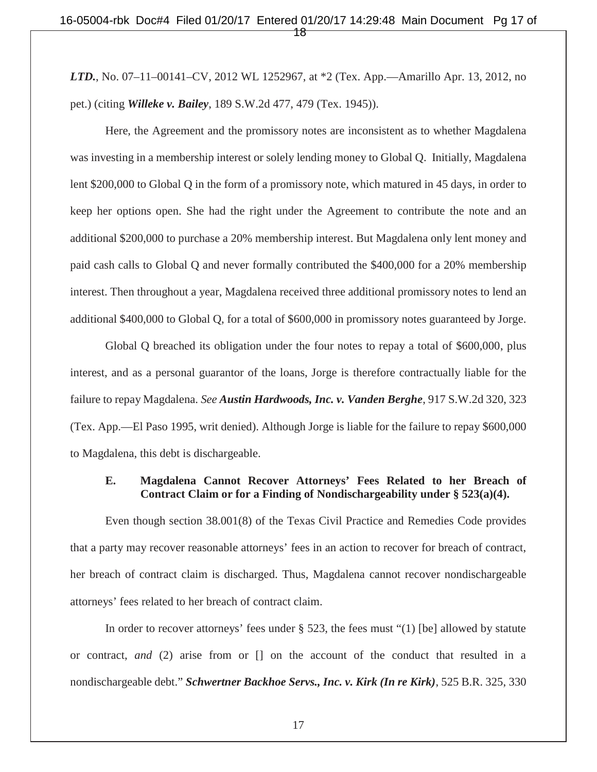***LTD.***, No. 07–11–00141–CV, 2012 WL 1252967, at *2 (Tex. App.—Amarillo Apr. 13, 2012, no pet.) (citing ***Willeke v. Bailey***, 189 S.W.2d 477, 479 (Tex. 1945)).

Here, the Agreement and the promissory notes are inconsistent as to whether Magdalena was investing in a membership interest or solely lending money to Global Q. Initially, Magdalena lent $200,000 to Global Q in the form of a promissory note, which matured in 45 days, in order to keep her options open. She had the right under the Agreement to contribute the note and an additional $200,000 to purchase a 20% membership interest. But Magdalena only lent money and paid cash calls to Global Q and never formally contributed the $400,000 for a 20% membership interest. Then throughout a year, Magdalena received three additional promissory notes to lend an additional $400,000 to Global Q, for a total of $600,000 in promissory notes guaranteed by Jorge.

Global Q breached its obligation under the four notes to repay a total of $600,000, plus interest, and as a personal guarantor of the loans, Jorge is therefore contractually liable for the failure to repay Magdalena. *See* ***Austin Hardwoods, Inc. v. Vanden Berghe***, 917 S.W.2d 320, 323 (Tex. App.—El Paso 1995, writ denied). Although Jorge is liable for the failure to repay $600,000 to Magdalena, this debt is dischargeable.

### E. Magdalena Cannot Recover Attorneys' Fees Related to her Breach of Contract Claim or for a Finding of Nondischargeability under § 523(a)(4).

Even though section 38.001(8) of the Texas Civil Practice and Remedies Code provides that a party may recover reasonable attorneys' fees in an action to recover for breach of contract, her breach of contract claim is discharged. Thus, Magdalena cannot recover nondischargeable attorneys' fees related to her breach of contract claim.

In order to recover attorneys' fees under § 523, the fees must "(1) [be] allowed by statute or contract, *and* (2) arise from or [] on the account of the conduct that resulted in a nondischargeable debt." ***Schwertner Backhoe Servs., Inc. v. Kirk (In re Kirk)***, 525 B.R. 325, 330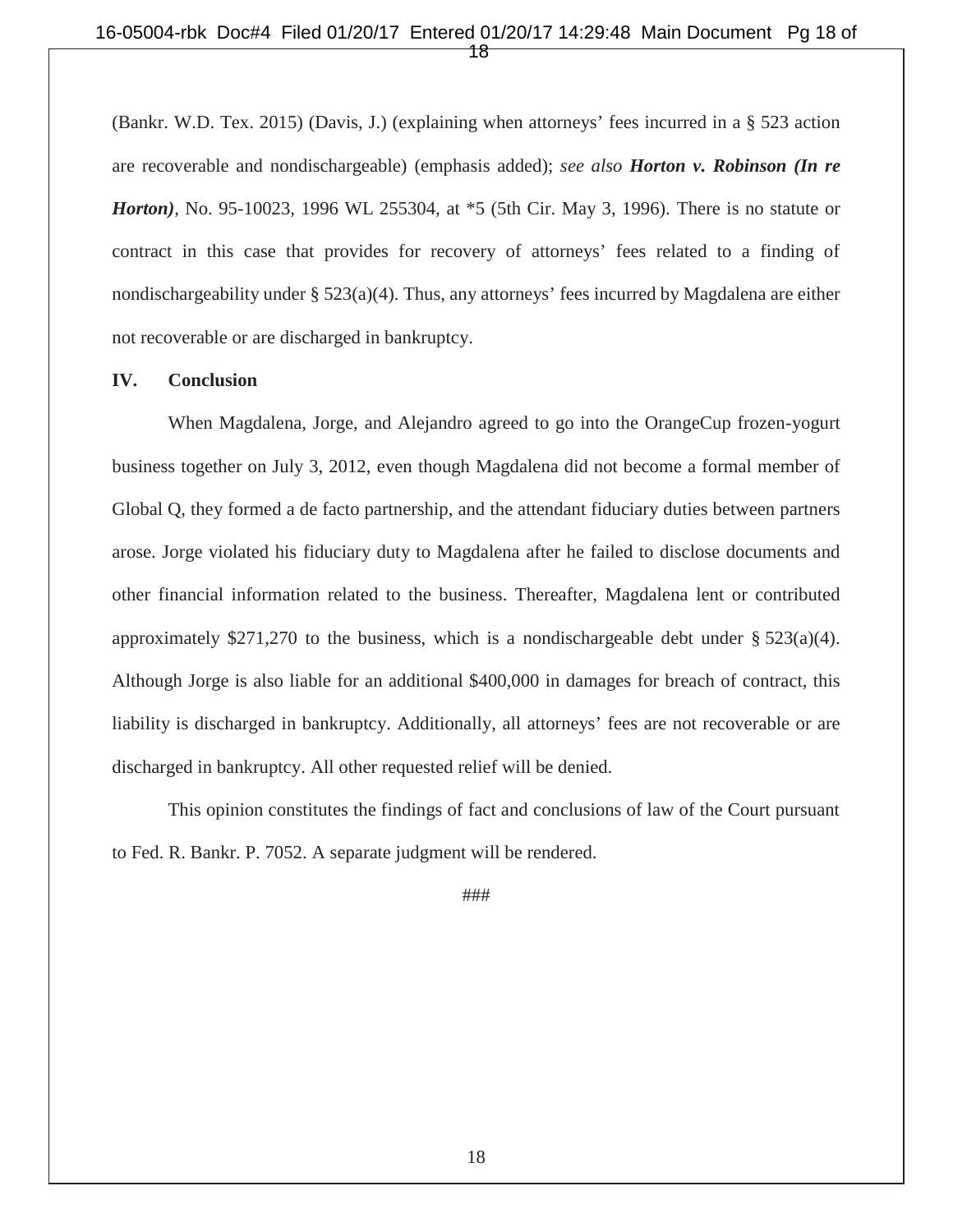(Bankr. W.D. Tex. 2015) (Davis, J.) (explaining when attorneys' fees incurred in a § 523 action are recoverable and nondischargeable) (emphasis added); *see also* ***Horton v. Robinson (In re Horton)***, No. 95-10023, 1996 WL 255304, at *5 (5th Cir. May 3, 1996). There is no statute or contract in this case that provides for recovery of attorneys' fees related to a finding of nondischargeability under § 523(a)(4). Thus, any attorneys' fees incurred by Magdalena are either not recoverable or are discharged in bankruptcy.

## IV. Conclusion

When Magdalena, Jorge, and Alejandro agreed to go into the OrangeCup frozen-yogurt business together on July 3, 2012, even though Magdalena did not become a formal member of Global Q, they formed a de facto partnership, and the attendant fiduciary duties between partners arose. Jorge violated his fiduciary duty to Magdalena after he failed to disclose documents and other financial information related to the business. Thereafter, Magdalena lent or contributed approximately $271,270 to the business, which is a nondischargeable debt under § 523(a)(4). Although Jorge is also liable for an additional $400,000 in damages for breach of contract, this liability is discharged in bankruptcy. Additionally, all attorneys' fees are not recoverable or are discharged in bankruptcy. All other requested relief will be denied.

This opinion constitutes the findings of fact and conclusions of law of the Court pursuant to Fed. R. Bankr. P. 7052. A separate judgment will be rendered.

###